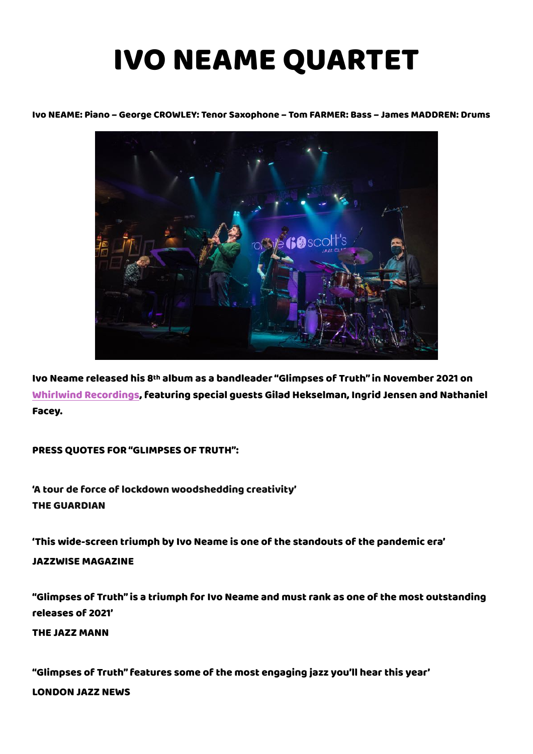# IVO NEAME QUARTET

**Ivo NEAME: Piano – George CROWLEY: Tenor Saxophone – Tom FARMER: Bass – James MADDREN: Drums**

**Ivo Neame released his 8th album as a bandleader "Glimpses of Truth" in November 2021 on Whirlwind Recordings, featuring special guests Gilad Hekselman, Ingrid Jensen and Nathaniel Facey.**

**PRESS QUOTES FOR "GLIMPSES OF TRUTH":**

**'A tour de force of lockdown woodshedding creativity'**
**THE GUARDIAN**

**'This wide-screen triumph by Ivo Neame is one of the standouts of the pandemic era'**
**JAZZWISE MAGAZINE**

**"Glimpses of Truth" is a triumph for Ivo Neame and must rank as one of the most outstanding releases of 2021'**
**THE JAZZ MANN**

**"Glimpses of Truth" features some of the most engaging jazz you'll hear this year'**
**LONDON JAZZ NEWS**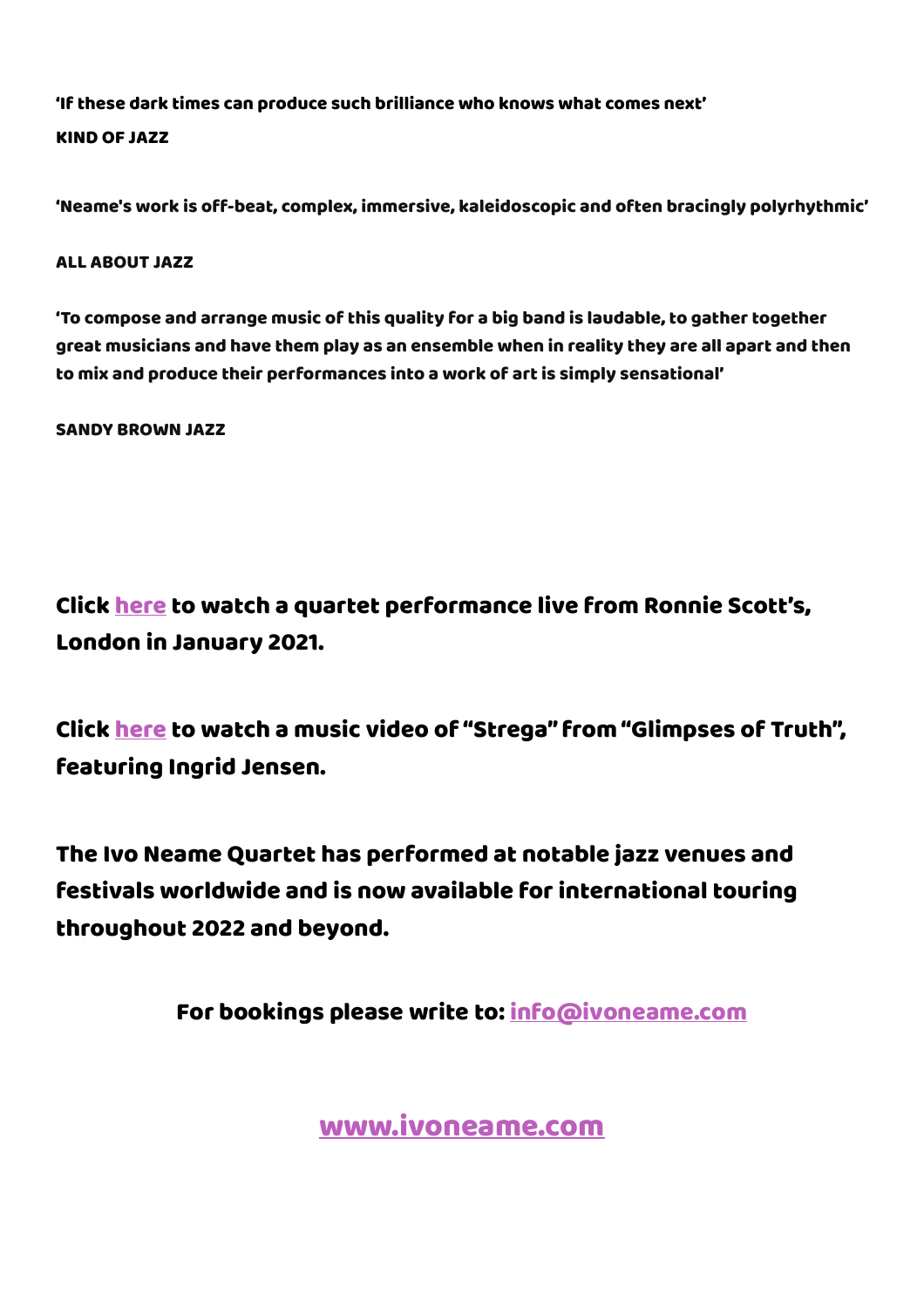**'If these dark times can produce such brilliance who knows what comes next'**

**KIND OF JAZZ**

**'Neame's work is off-beat, complex, immersive, kaleidoscopic and often bracingly polyrhythmic'**

**ALL ABOUT JAZZ**

**'To compose and arrange music of this quality for a big band is laudable, to gather together great musicians and have them play as an ensemble when in reality they are all apart and then to mix and produce their performances into a work of art is simply sensational'**

**SANDY BROWN JAZZ**

## Click here to watch a quartet performance live from Ronnie Scott's, London in January 2021.

## Click here to watch a music video of "Strega" from "Glimpses of Truth", featuring Ingrid Jensen.

## The Ivo Neame Quartet has performed at notable jazz venues and festivals worldwide and is now available for international touring throughout 2022 and beyond.

**For bookings please write to: info@ivoneame.com**

## www.ivoneame.com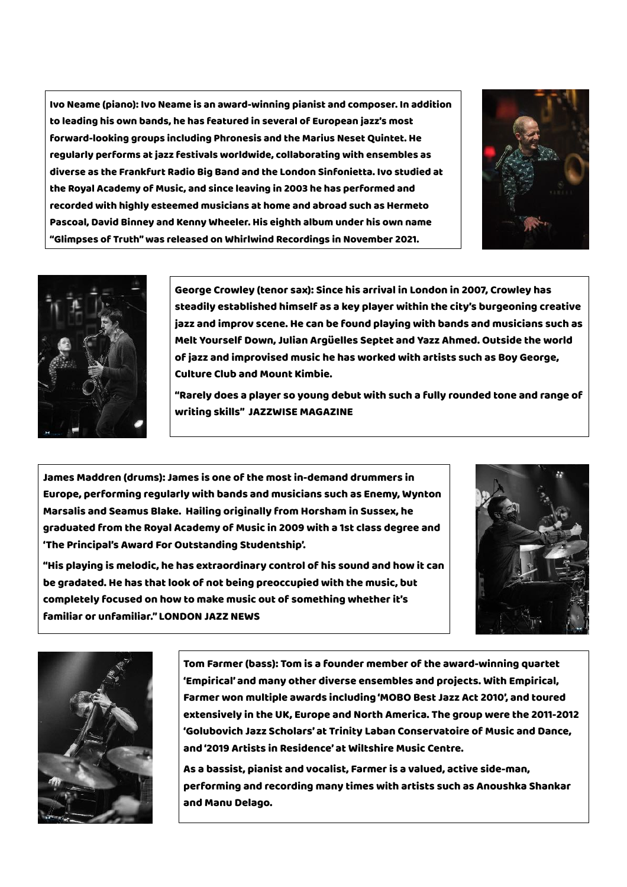**Ivo Neame (piano): Ivo Neame is an award-winning pianist and composer. In addition to leading his own bands, he has featured in several of European jazz's most forward-looking groups including Phronesis and the Marius Neset Quintet. He regularly performs at jazz festivals worldwide, collaborating with ensembles as diverse as the Frankfurt Radio Big Band and the London Sinfonietta. Ivo studied at the Royal Academy of Music, and since leaving in 2003 he has performed and recorded with highly esteemed musicians at home and abroad such as Hermeto Pascoal, David Binney and Kenny Wheeler. His eighth album under his own name "Glimpses of Truth" was released on Whirlwind Recordings in November 2021.**

**George Crowley (tenor sax): Since his arrival in London in 2007, Crowley has steadily established himself as a key player within the city's burgeoning creative jazz and improv scene. He can be found playing with bands and musicians such as Melt Yourself Down, Julian Argüelles Septet and Yazz Ahmed. Outside the world of jazz and improvised music he has worked with artists such as Boy George, Culture Club and Mount Kimbie.**

**"Rarely does a player so young debut with such a fully rounded tone and range of writing skills" JAZZWISE MAGAZINE**

**James Maddren (drums): James is one of the most in-demand drummers in Europe, performing regularly with bands and musicians such as Enemy, Wynton Marsalis and Seamus Blake. Hailing originally from Horsham in Sussex, he graduated from the Royal Academy of Music in 2009 with a 1st class degree and 'The Principal's Award For Outstanding Studentship'.**

**"His playing is melodic, he has extraordinary control of his sound and how it can be gradated. He has that look of not being preoccupied with the music, but completely focused on how to make music out of something whether it's familiar or unfamiliar." LONDON JAZZ NEWS**

**Tom Farmer (bass): Tom is a founder member of the award-winning quartet 'Empirical' and many other diverse ensembles and projects. With Empirical, Farmer won multiple awards including 'MOBO Best Jazz Act 2010', and toured extensively in the UK, Europe and North America. The group were the 2011-2012 'Golubovich Jazz Scholars' at Trinity Laban Conservatoire of Music and Dance, and '2019 Artists in Residence' at Wiltshire Music Centre.**

**As a bassist, pianist and vocalist, Farmer is a valued, active side-man, performing and recording many times with artists such as Anoushka Shankar and Manu Delago.**